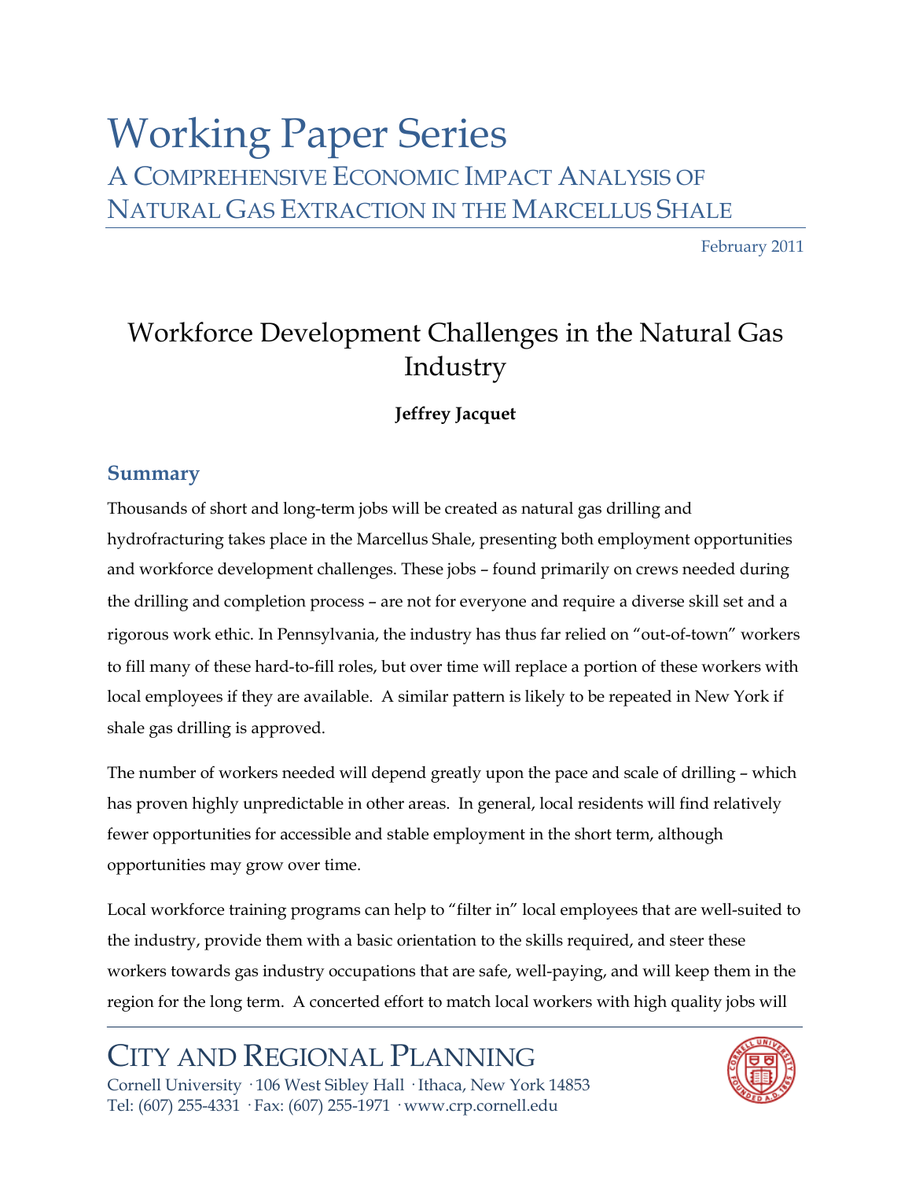# Working Paper Series

## A Comprehensive Economic Impact Analysis of Natural Gas Extraction in the Marcellus Shale

February 2011

## Workforce Development Challenges in the Natural Gas Industry

**Jeffrey Jacquet**

### Summary

Thousands of short and long-term jobs will be created as natural gas drilling and hydrofracturing takes place in the Marcellus Shale, presenting both employment opportunities and workforce development challenges. These jobs – found primarily on crews needed during the drilling and completion process – are not for everyone and require a diverse skill set and a rigorous work ethic. In Pennsylvania, the industry has thus far relied on "out-of-town" workers to fill many of these hard-to-fill roles, but over time will replace a portion of these workers with local employees if they are available. A similar pattern is likely to be repeated in New York if shale gas drilling is approved.

The number of workers needed will depend greatly upon the pace and scale of drilling – which has proven highly unpredictable in other areas. In general, local residents will find relatively fewer opportunities for accessible and stable employment in the short term, although opportunities may grow over time.

Local workforce training programs can help to "filter in" local employees that are well-suited to the industry, provide them with a basic orientation to the skills required, and steer these workers towards gas industry occupations that are safe, well-paying, and will keep them in the region for the long term. A concerted effort to match local workers with high quality jobs will

City and Regional Planning
Cornell University · 106 West Sibley Hall · Ithaca, New York 14853
Tel: (607) 255-4331 · Fax: (607) 255-1971 · www.crp.cornell.edu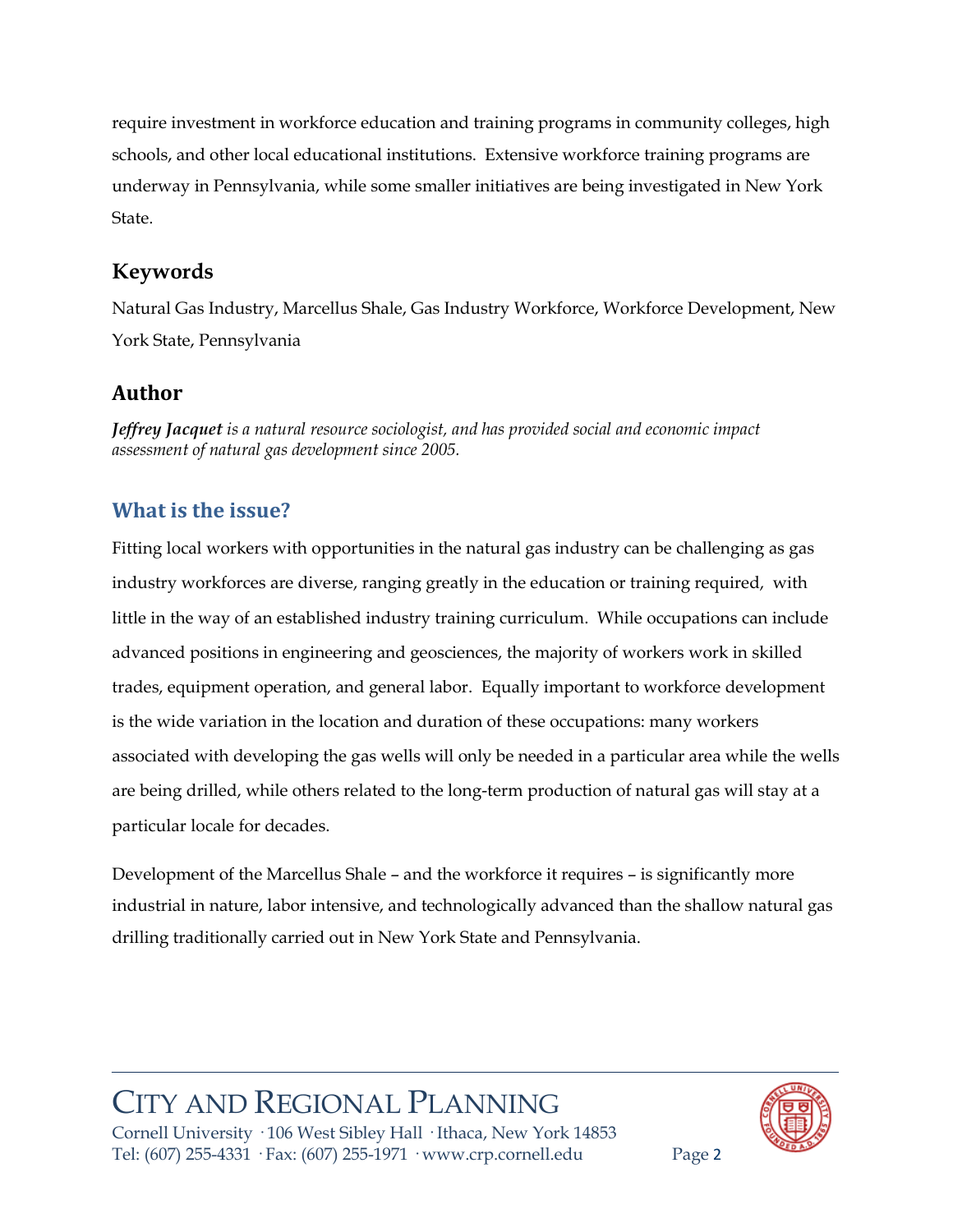require investment in workforce education and training programs in community colleges, high schools, and other local educational institutions. Extensive workforce training programs are underway in Pennsylvania, while some smaller initiatives are being investigated in New York State.

## Keywords

Natural Gas Industry, Marcellus Shale, Gas Industry Workforce, Workforce Development, New York State, Pennsylvania

## Author

***Jeffrey Jacquet*** *is a natural resource sociologist, and has provided social and economic impact assessment of natural gas development since 2005.*

## What is the issue?

Fitting local workers with opportunities in the natural gas industry can be challenging as gas industry workforces are diverse, ranging greatly in the education or training required, with little in the way of an established industry training curriculum. While occupations can include advanced positions in engineering and geosciences, the majority of workers work in skilled trades, equipment operation, and general labor. Equally important to workforce development is the wide variation in the location and duration of these occupations: many workers associated with developing the gas wells will only be needed in a particular area while the wells are being drilled, while others related to the long-term production of natural gas will stay at a particular locale for decades.

Development of the Marcellus Shale – and the workforce it requires – is significantly more industrial in nature, labor intensive, and technologically advanced than the shallow natural gas drilling traditionally carried out in New York State and Pennsylvania.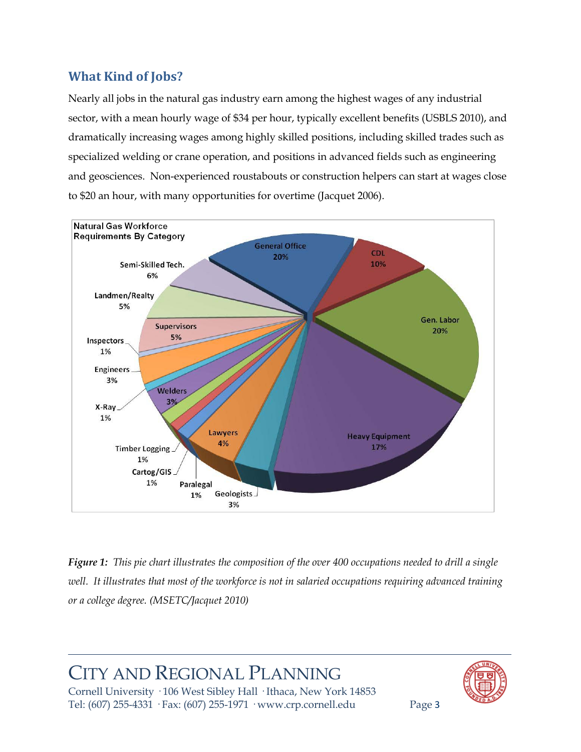## What Kind of Jobs?

Nearly all jobs in the natural gas industry earn among the highest wages of any industrial sector, with a mean hourly wage of $34 per hour, typically excellent benefits (USBLS 2010), and dramatically increasing wages among highly skilled positions, including skilled trades such as specialized welding or crane operation, and positions in advanced fields such as engineering and geosciences. Non-experienced roustabouts or construction helpers can start at wages close to $20 an hour, with many opportunities for overtime (Jacquet 2006).

**Natural Gas Workforce Requirements By Category**

| Category | Share |
|---|---|
| General Office | 20% |
| CDL | 10% |
| Gen. Labor | 20% |
| Heavy Equipment | 17% |
| Geologists | 3% |
| Lawyers | 4% |
| Paralegal | 1% |
| Cartog/GIS | 1% |
| Timber Logging | 1% |
| Welders | 3% |
| X-Ray | 1% |
| Engineers | 3% |
| Inspectors | 1% |
| Supervisors | 5% |
| Landmen/Realty | 5% |
| Semi-Skilled Tech. | 6% |

***Figure 1:*** *This pie chart illustrates the composition of the over 400 occupations needed to drill a single well. It illustrates that most of the workforce is not in salaried occupations requiring advanced training or a college degree. (MSETC/Jacquet 2010)*

CITY AND REGIONAL PLANNING
Cornell University · 106 West Sibley Hall · Ithaca, New York 14853
Tel: (607) 255-4331 · Fax: (607) 255-1971 · www.crp.cornell.edu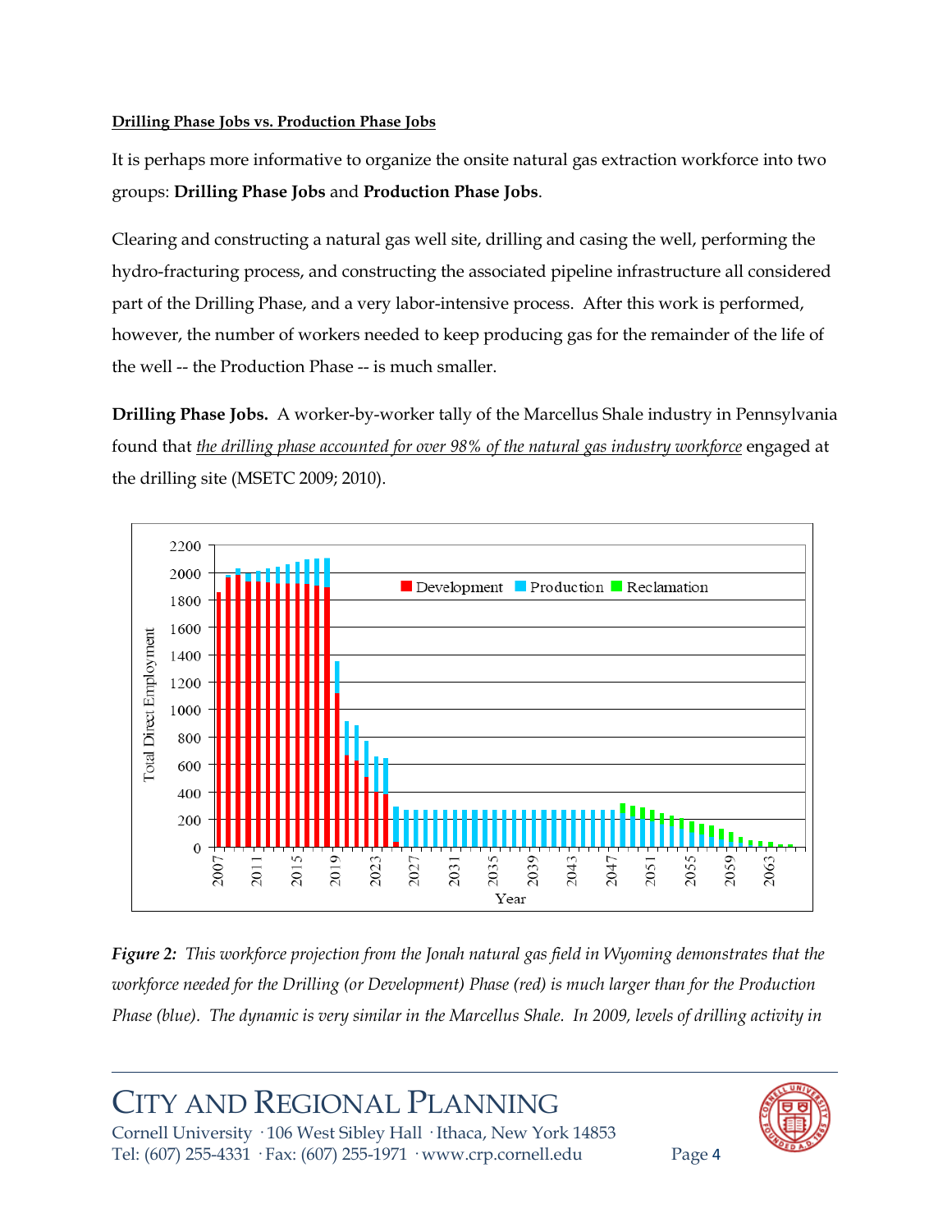**Drilling Phase Jobs vs. Production Phase Jobs**

It is perhaps more informative to organize the onsite natural gas extraction workforce into two groups: **Drilling Phase Jobs** and **Production Phase Jobs**.

Clearing and constructing a natural gas well site, drilling and casing the well, performing the hydro-fracturing process, and constructing the associated pipeline infrastructure all considered part of the Drilling Phase, and a very labor-intensive process. After this work is performed, however, the number of workers needed to keep producing gas for the remainder of the life of the well -- the Production Phase -- is much smaller.

**Drilling Phase Jobs.** A worker-by-worker tally of the Marcellus Shale industry in Pennsylvania found that *the drilling phase accounted for over 98% of the natural gas industry workforce* engaged at the drilling site (MSETC 2009; 2010).

***Figure 2:*** *This workforce projection from the Jonah natural gas field in Wyoming demonstrates that the workforce needed for the Drilling (or Development) Phase (red) is much larger than for the Production Phase (blue). The dynamic is very similar in the Marcellus Shale. In 2009, levels of drilling activity in*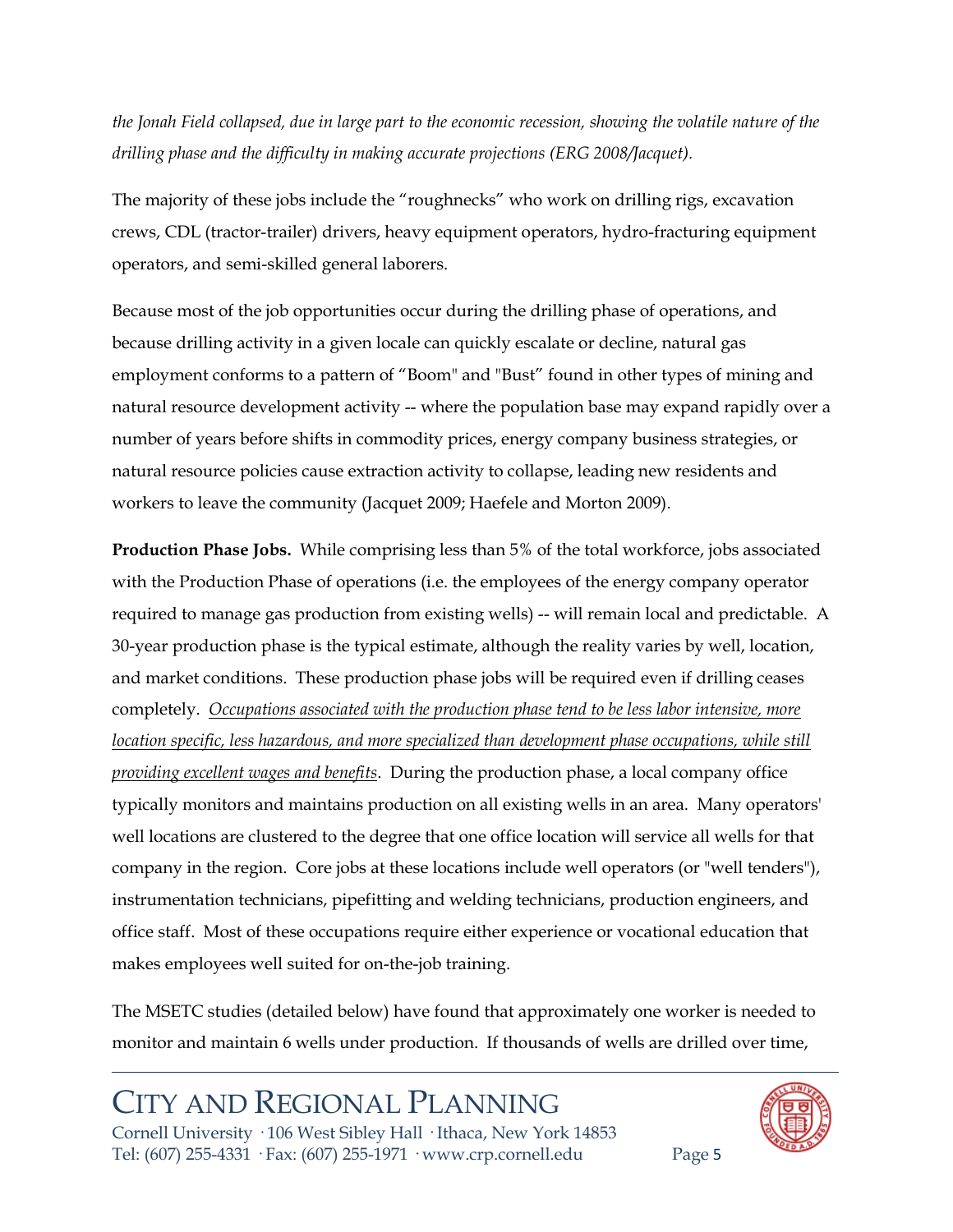*the Jonah Field collapsed, due in large part to the economic recession, showing the volatile nature of the drilling phase and the difficulty in making accurate projections (ERG 2008/Jacquet).*

The majority of these jobs include the "roughnecks" who work on drilling rigs, excavation crews, CDL (tractor-trailer) drivers, heavy equipment operators, hydro-fracturing equipment operators, and semi-skilled general laborers.

Because most of the job opportunities occur during the drilling phase of operations, and because drilling activity in a given locale can quickly escalate or decline, natural gas employment conforms to a pattern of "Boom" and "Bust" found in other types of mining and natural resource development activity -- where the population base may expand rapidly over a number of years before shifts in commodity prices, energy company business strategies, or natural resource policies cause extraction activity to collapse, leading new residents and workers to leave the community (Jacquet 2009; Haefele and Morton 2009).

**Production Phase Jobs.** While comprising less than 5% of the total workforce, jobs associated with the Production Phase of operations (i.e. the employees of the energy company operator required to manage gas production from existing wells) -- will remain local and predictable. A 30-year production phase is the typical estimate, although the reality varies by well, location, and market conditions. These production phase jobs will be required even if drilling ceases completely. *Occupations associated with the production phase tend to be less labor intensive, more location specific, less hazardous, and more specialized than development phase occupations, while still providing excellent wages and benefits*. During the production phase, a local company office typically monitors and maintains production on all existing wells in an area. Many operators' well locations are clustered to the degree that one office location will service all wells for that company in the region. Core jobs at these locations include well operators (or "well tenders"), instrumentation technicians, pipefitting and welding technicians, production engineers, and office staff. Most of these occupations require either experience or vocational education that makes employees well suited for on-the-job training.

The MSETC studies (detailed below) have found that approximately one worker is needed to monitor and maintain 6 wells under production. If thousands of wells are drilled over time,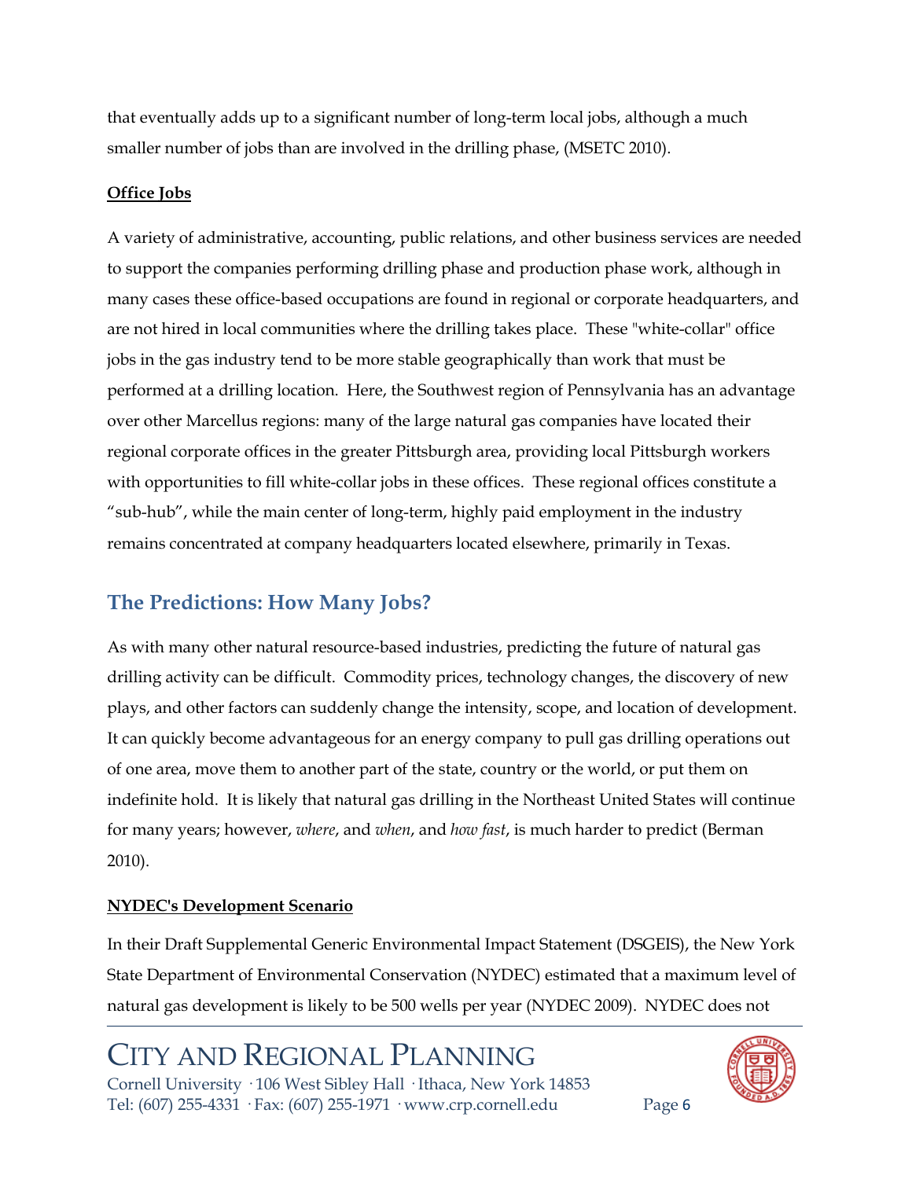that eventually adds up to a significant number of long-term local jobs, although a much smaller number of jobs than are involved in the drilling phase, (MSETC 2010).

**Office Jobs**

A variety of administrative, accounting, public relations, and other business services are needed to support the companies performing drilling phase and production phase work, although in many cases these office-based occupations are found in regional or corporate headquarters, and are not hired in local communities where the drilling takes place. These "white-collar" office jobs in the gas industry tend to be more stable geographically than work that must be performed at a drilling location. Here, the Southwest region of Pennsylvania has an advantage over other Marcellus regions: many of the large natural gas companies have located their regional corporate offices in the greater Pittsburgh area, providing local Pittsburgh workers with opportunities to fill white-collar jobs in these offices. These regional offices constitute a "sub-hub", while the main center of long-term, highly paid employment in the industry remains concentrated at company headquarters located elsewhere, primarily in Texas.

## The Predictions: How Many Jobs?

As with many other natural resource-based industries, predicting the future of natural gas drilling activity can be difficult. Commodity prices, technology changes, the discovery of new plays, and other factors can suddenly change the intensity, scope, and location of development. It can quickly become advantageous for an energy company to pull gas drilling operations out of one area, move them to another part of the state, country or the world, or put them on indefinite hold. It is likely that natural gas drilling in the Northeast United States will continue for many years; however, *where*, and *when*, and *how fast*, is much harder to predict (Berman 2010).

**NYDEC's Development Scenario**

In their Draft Supplemental Generic Environmental Impact Statement (DSGEIS), the New York State Department of Environmental Conservation (NYDEC) estimated that a maximum level of natural gas development is likely to be 500 wells per year (NYDEC 2009). NYDEC does not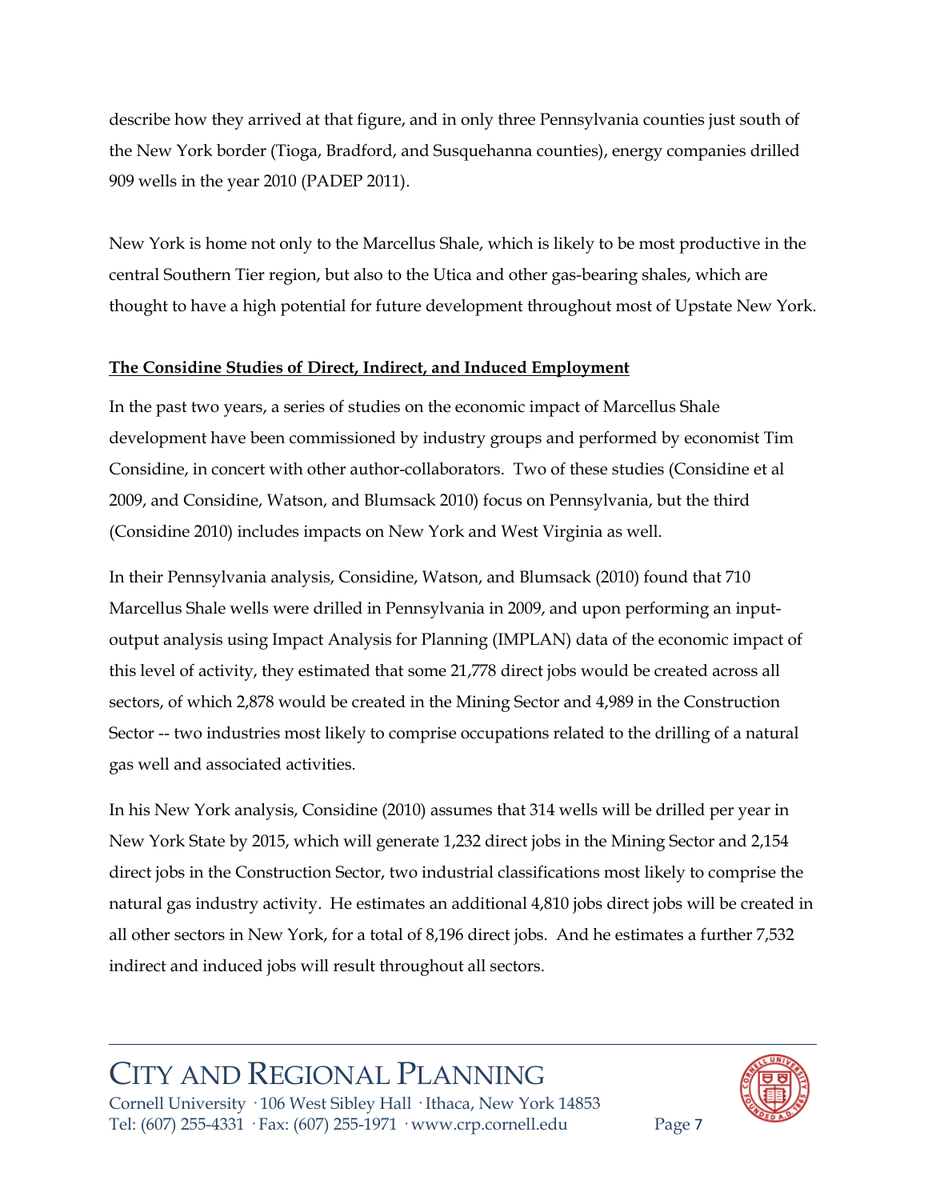describe how they arrived at that figure, and in only three Pennsylvania counties just south of the New York border (Tioga, Bradford, and Susquehanna counties), energy companies drilled 909 wells in the year 2010 (PADEP 2011).

New York is home not only to the Marcellus Shale, which is likely to be most productive in the central Southern Tier region, but also to the Utica and other gas-bearing shales, which are thought to have a high potential for future development throughout most of Upstate New York.

**The Considine Studies of Direct, Indirect, and Induced Employment**

In the past two years, a series of studies on the economic impact of Marcellus Shale development have been commissioned by industry groups and performed by economist Tim Considine, in concert with other author-collaborators. Two of these studies (Considine et al 2009, and Considine, Watson, and Blumsack 2010) focus on Pennsylvania, but the third (Considine 2010) includes impacts on New York and West Virginia as well.

In their Pennsylvania analysis, Considine, Watson, and Blumsack (2010) found that 710 Marcellus Shale wells were drilled in Pennsylvania in 2009, and upon performing an input-output analysis using Impact Analysis for Planning (IMPLAN) data of the economic impact of this level of activity, they estimated that some 21,778 direct jobs would be created across all sectors, of which 2,878 would be created in the Mining Sector and 4,989 in the Construction Sector -- two industries most likely to comprise occupations related to the drilling of a natural gas well and associated activities.

In his New York analysis, Considine (2010) assumes that 314 wells will be drilled per year in New York State by 2015, which will generate 1,232 direct jobs in the Mining Sector and 2,154 direct jobs in the Construction Sector, two industrial classifications most likely to comprise the natural gas industry activity. He estimates an additional 4,810 jobs direct jobs will be created in all other sectors in New York, for a total of 8,196 direct jobs. And he estimates a further 7,532 indirect and induced jobs will result throughout all sectors.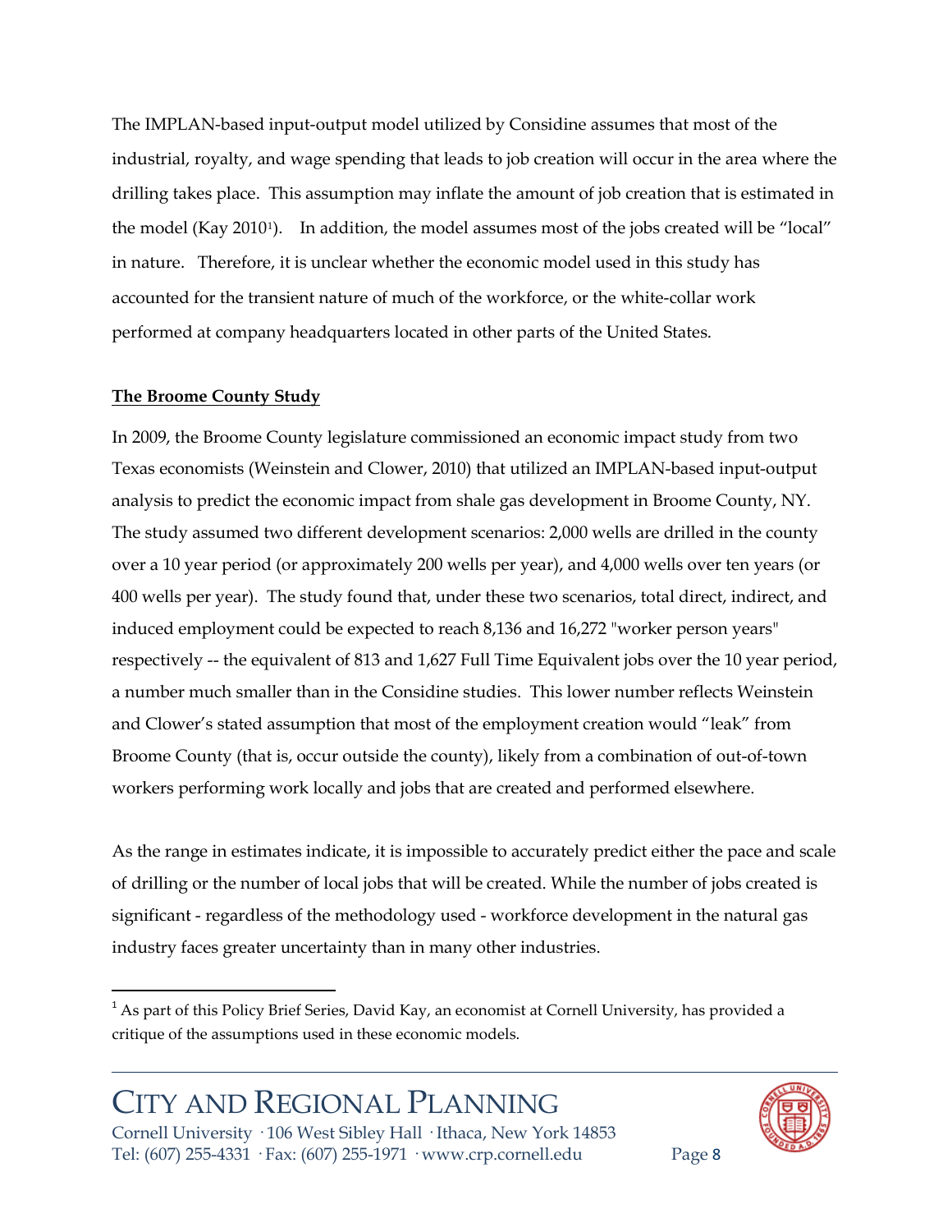The IMPLAN-based input-output model utilized by Considine assumes that most of the industrial, royalty, and wage spending that leads to job creation will occur in the area where the drilling takes place. This assumption may inflate the amount of job creation that is estimated in the model (Kay 2010[1]). In addition, the model assumes most of the jobs created will be "local" in nature. Therefore, it is unclear whether the economic model used in this study has accounted for the transient nature of much of the workforce, or the white-collar work performed at company headquarters located in other parts of the United States.

**The Broome County Study**

In 2009, the Broome County legislature commissioned an economic impact study from two Texas economists (Weinstein and Clower, 2010) that utilized an IMPLAN-based input-output analysis to predict the economic impact from shale gas development in Broome County, NY. The study assumed two different development scenarios: 2,000 wells are drilled in the county over a 10 year period (or approximately 200 wells per year), and 4,000 wells over ten years (or 400 wells per year). The study found that, under these two scenarios, total direct, indirect, and induced employment could be expected to reach 8,136 and 16,272 "worker person years" respectively -- the equivalent of 813 and 1,627 Full Time Equivalent jobs over the 10 year period, a number much smaller than in the Considine studies. This lower number reflects Weinstein and Clower's stated assumption that most of the employment creation would "leak" from Broome County (that is, occur outside the county), likely from a combination of out-of-town workers performing work locally and jobs that are created and performed elsewhere.

As the range in estimates indicate, it is impossible to accurately predict either the pace and scale of drilling or the number of local jobs that will be created. While the number of jobs created is significant - regardless of the methodology used - workforce development in the natural gas industry faces greater uncertainty than in many other industries.

[1] As part of this Policy Brief Series, David Kay, an economist at Cornell University, has provided a critique of the assumptions used in these economic models.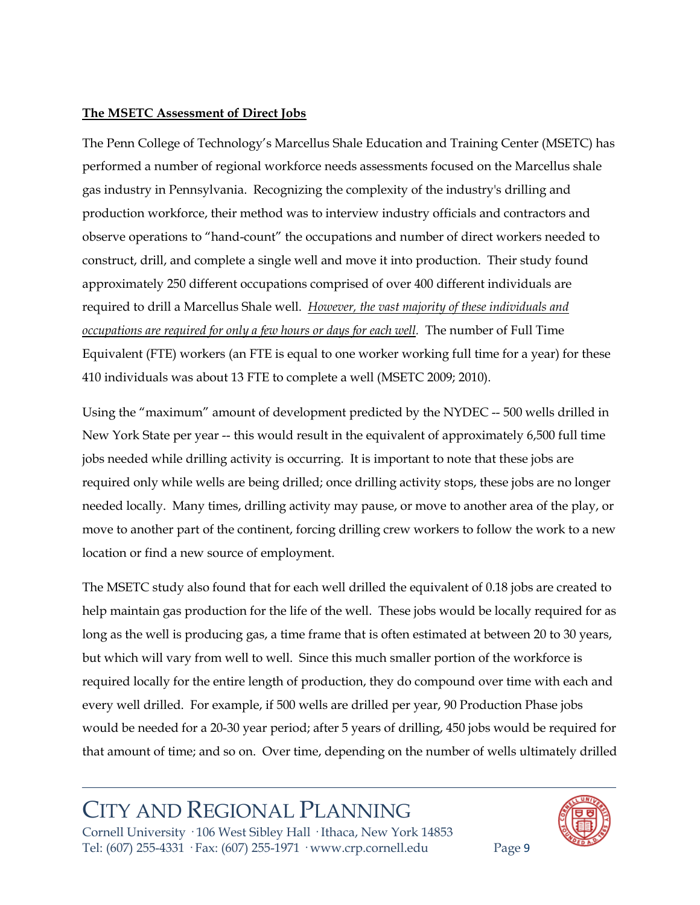**The MSETC Assessment of Direct Jobs**

The Penn College of Technology's Marcellus Shale Education and Training Center (MSETC) has performed a number of regional workforce needs assessments focused on the Marcellus shale gas industry in Pennsylvania. Recognizing the complexity of the industry's drilling and production workforce, their method was to interview industry officials and contractors and observe operations to "hand-count" the occupations and number of direct workers needed to construct, drill, and complete a single well and move it into production. Their study found approximately 250 different occupations comprised of over 400 different individuals are required to drill a Marcellus Shale well. *However, the vast majority of these individuals and occupations are required for only a few hours or days for each well.* The number of Full Time Equivalent (FTE) workers (an FTE is equal to one worker working full time for a year) for these 410 individuals was about 13 FTE to complete a well (MSETC 2009; 2010).

Using the "maximum" amount of development predicted by the NYDEC -- 500 wells drilled in New York State per year -- this would result in the equivalent of approximately 6,500 full time jobs needed while drilling activity is occurring. It is important to note that these jobs are required only while wells are being drilled; once drilling activity stops, these jobs are no longer needed locally. Many times, drilling activity may pause, or move to another area of the play, or move to another part of the continent, forcing drilling crew workers to follow the work to a new location or find a new source of employment.

The MSETC study also found that for each well drilled the equivalent of 0.18 jobs are created to help maintain gas production for the life of the well. These jobs would be locally required for as long as the well is producing gas, a time frame that is often estimated at between 20 to 30 years, but which will vary from well to well. Since this much smaller portion of the workforce is required locally for the entire length of production, they do compound over time with each and every well drilled. For example, if 500 wells are drilled per year, 90 Production Phase jobs would be needed for a 20-30 year period; after 5 years of drilling, 450 jobs would be required for that amount of time; and so on. Over time, depending on the number of wells ultimately drilled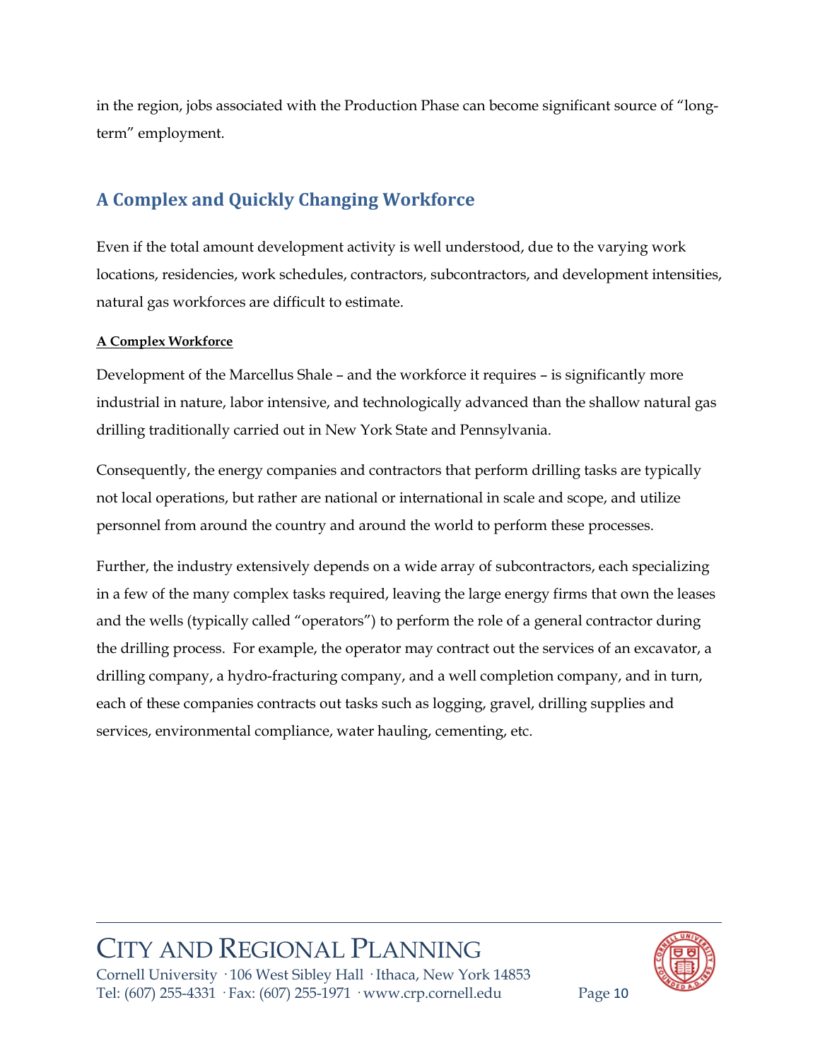in the region, jobs associated with the Production Phase can become significant source of "long-term" employment.

## A Complex and Quickly Changing Workforce

Even if the total amount development activity is well understood, due to the varying work locations, residencies, work schedules, contractors, subcontractors, and development intensities, natural gas workforces are difficult to estimate.

**A Complex Workforce**

Development of the Marcellus Shale – and the workforce it requires – is significantly more industrial in nature, labor intensive, and technologically advanced than the shallow natural gas drilling traditionally carried out in New York State and Pennsylvania.

Consequently, the energy companies and contractors that perform drilling tasks are typically not local operations, but rather are national or international in scale and scope, and utilize personnel from around the country and around the world to perform these processes.

Further, the industry extensively depends on a wide array of subcontractors, each specializing in a few of the many complex tasks required, leaving the large energy firms that own the leases and the wells (typically called "operators") to perform the role of a general contractor during the drilling process. For example, the operator may contract out the services of an excavator, a drilling company, a hydro-fracturing company, and a well completion company, and in turn, each of these companies contracts out tasks such as logging, gravel, drilling supplies and services, environmental compliance, water hauling, cementing, etc.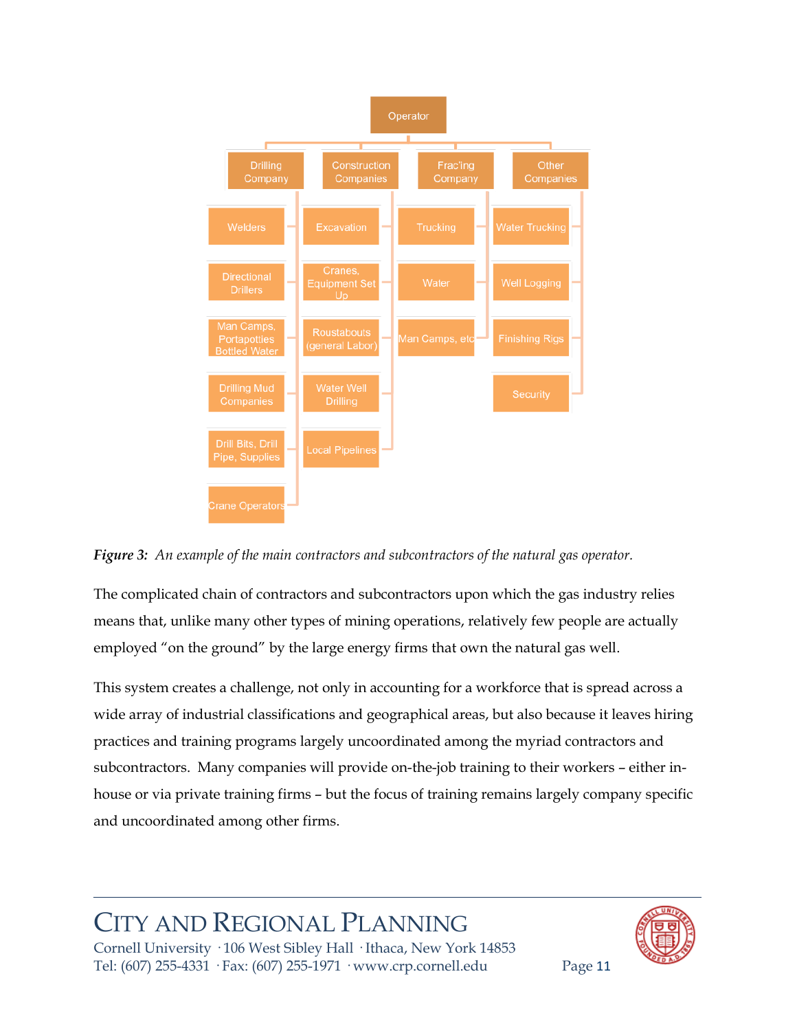Operator

- Drilling Company
  - Welders
  - Directional Drillers
  - Man Camps, Portapotties Bottled Water
  - Drilling Mud Companies
  - Drill Bits, Drill Pipe, Supplies
  - Crane Operators
- Construction Companies
  - Excavation
  - Cranes, Equipment Set Up
  - Roustabouts (general Labor)
  - Water Well Drilling
  - Local Pipelines
- Frac'ing Company
  - Trucking
  - Water
  - Man Camps, etc
- Other Companies
  - Water Trucking
  - Well Logging
  - Finishing Rigs
  - Security

***Figure 3:*** *An example of the main contractors and subcontractors of the natural gas operator.*

The complicated chain of contractors and subcontractors upon which the gas industry relies means that, unlike many other types of mining operations, relatively few people are actually employed "on the ground" by the large energy firms that own the natural gas well.

This system creates a challenge, not only in accounting for a workforce that is spread across a wide array of industrial classifications and geographical areas, but also because it leaves hiring practices and training programs largely uncoordinated among the myriad contractors and subcontractors. Many companies will provide on-the-job training to their workers – either in-house or via private training firms – but the focus of training remains largely company specific and uncoordinated among other firms.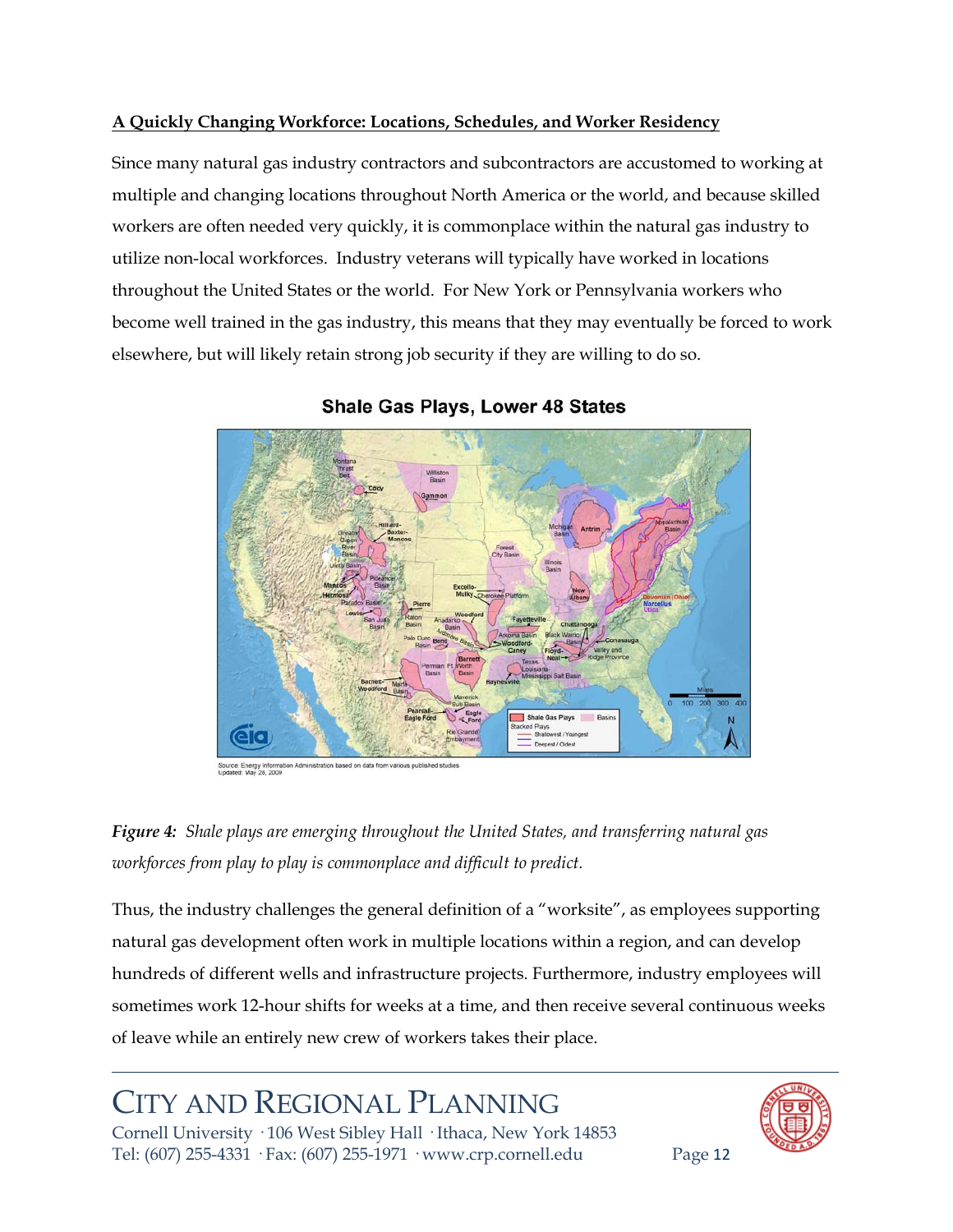## A Quickly Changing Workforce: Locations, Schedules, and Worker Residency

Since many natural gas industry contractors and subcontractors are accustomed to working at multiple and changing locations throughout North America or the world, and because skilled workers are often needed very quickly, it is commonplace within the natural gas industry to utilize non-local workforces. Industry veterans will typically have worked in locations throughout the United States or the world. For New York or Pennsylvania workers who become well trained in the gas industry, this means that they may eventually be forced to work elsewhere, but will likely retain strong job security if they are willing to do so.

**Shale Gas Plays, Lower 48 States**

Source: Energy Information Administration based on data from various published studies
Updated: May 28, 2009

***Figure 4:*** *Shale plays are emerging throughout the United States, and transferring natural gas workforces from play to play is commonplace and difficult to predict.*

Thus, the industry challenges the general definition of a "worksite", as employees supporting natural gas development often work in multiple locations within a region, and can develop hundreds of different wells and infrastructure projects. Furthermore, industry employees will sometimes work 12-hour shifts for weeks at a time, and then receive several continuous weeks of leave while an entirely new crew of workers takes their place.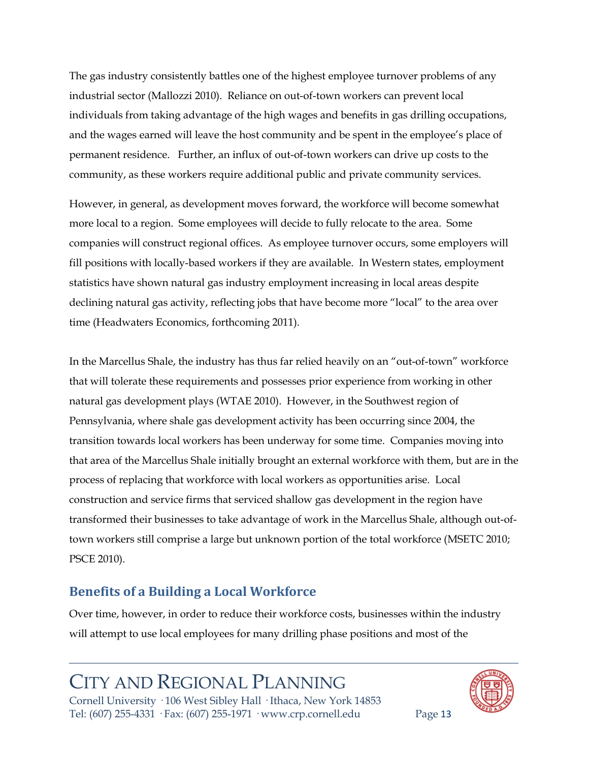The gas industry consistently battles one of the highest employee turnover problems of any industrial sector (Mallozzi 2010). Reliance on out-of-town workers can prevent local individuals from taking advantage of the high wages and benefits in gas drilling occupations, and the wages earned will leave the host community and be spent in the employee's place of permanent residence. Further, an influx of out-of-town workers can drive up costs to the community, as these workers require additional public and private community services.

However, in general, as development moves forward, the workforce will become somewhat more local to a region. Some employees will decide to fully relocate to the area. Some companies will construct regional offices. As employee turnover occurs, some employers will fill positions with locally-based workers if they are available. In Western states, employment statistics have shown natural gas industry employment increasing in local areas despite declining natural gas activity, reflecting jobs that have become more "local" to the area over time (Headwaters Economics, forthcoming 2011).

In the Marcellus Shale, the industry has thus far relied heavily on an "out-of-town" workforce that will tolerate these requirements and possesses prior experience from working in other natural gas development plays (WTAE 2010). However, in the Southwest region of Pennsylvania, where shale gas development activity has been occurring since 2004, the transition towards local workers has been underway for some time. Companies moving into that area of the Marcellus Shale initially brought an external workforce with them, but are in the process of replacing that workforce with local workers as opportunities arise. Local construction and service firms that serviced shallow gas development in the region have transformed their businesses to take advantage of work in the Marcellus Shale, although out-of-town workers still comprise a large but unknown portion of the total workforce (MSETC 2010; PSCE 2010).

## Benefits of a Building a Local Workforce

Over time, however, in order to reduce their workforce costs, businesses within the industry will attempt to use local employees for many drilling phase positions and most of the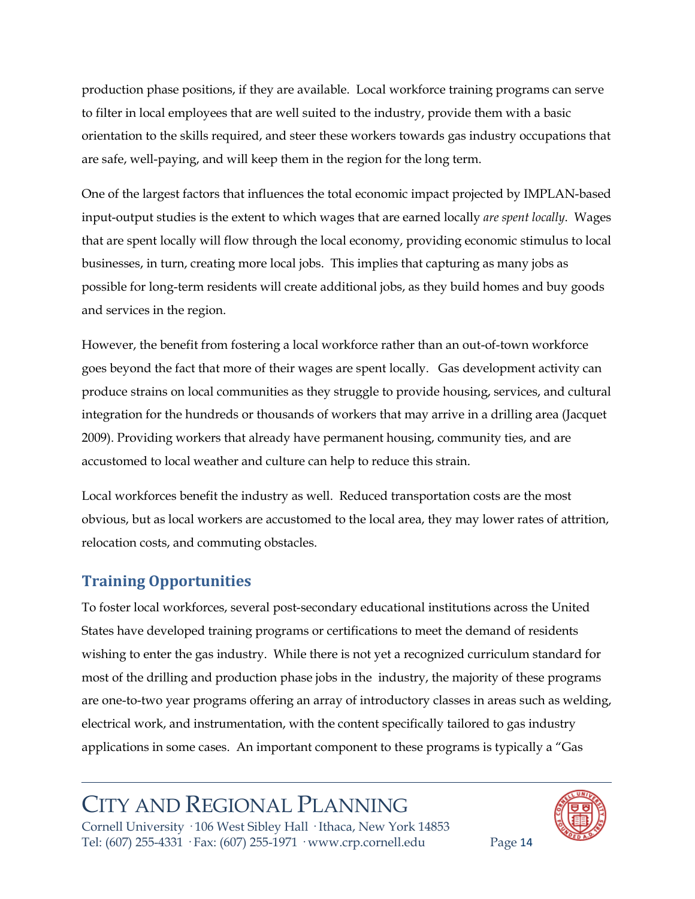production phase positions, if they are available. Local workforce training programs can serve to filter in local employees that are well suited to the industry, provide them with a basic orientation to the skills required, and steer these workers towards gas industry occupations that are safe, well-paying, and will keep them in the region for the long term.

One of the largest factors that influences the total economic impact projected by IMPLAN-based input-output studies is the extent to which wages that are earned locally *are spent locally*. Wages that are spent locally will flow through the local economy, providing economic stimulus to local businesses, in turn, creating more local jobs. This implies that capturing as many jobs as possible for long-term residents will create additional jobs, as they build homes and buy goods and services in the region.

However, the benefit from fostering a local workforce rather than an out-of-town workforce goes beyond the fact that more of their wages are spent locally. Gas development activity can produce strains on local communities as they struggle to provide housing, services, and cultural integration for the hundreds or thousands of workers that may arrive in a drilling area (Jacquet 2009). Providing workers that already have permanent housing, community ties, and are accustomed to local weather and culture can help to reduce this strain.

Local workforces benefit the industry as well. Reduced transportation costs are the most obvious, but as local workers are accustomed to the local area, they may lower rates of attrition, relocation costs, and commuting obstacles.

## Training Opportunities

To foster local workforces, several post-secondary educational institutions across the United States have developed training programs or certifications to meet the demand of residents wishing to enter the gas industry. While there is not yet a recognized curriculum standard for most of the drilling and production phase jobs in the industry, the majority of these programs are one-to-two year programs offering an array of introductory classes in areas such as welding, electrical work, and instrumentation, with the content specifically tailored to gas industry applications in some cases. An important component to these programs is typically a "Gas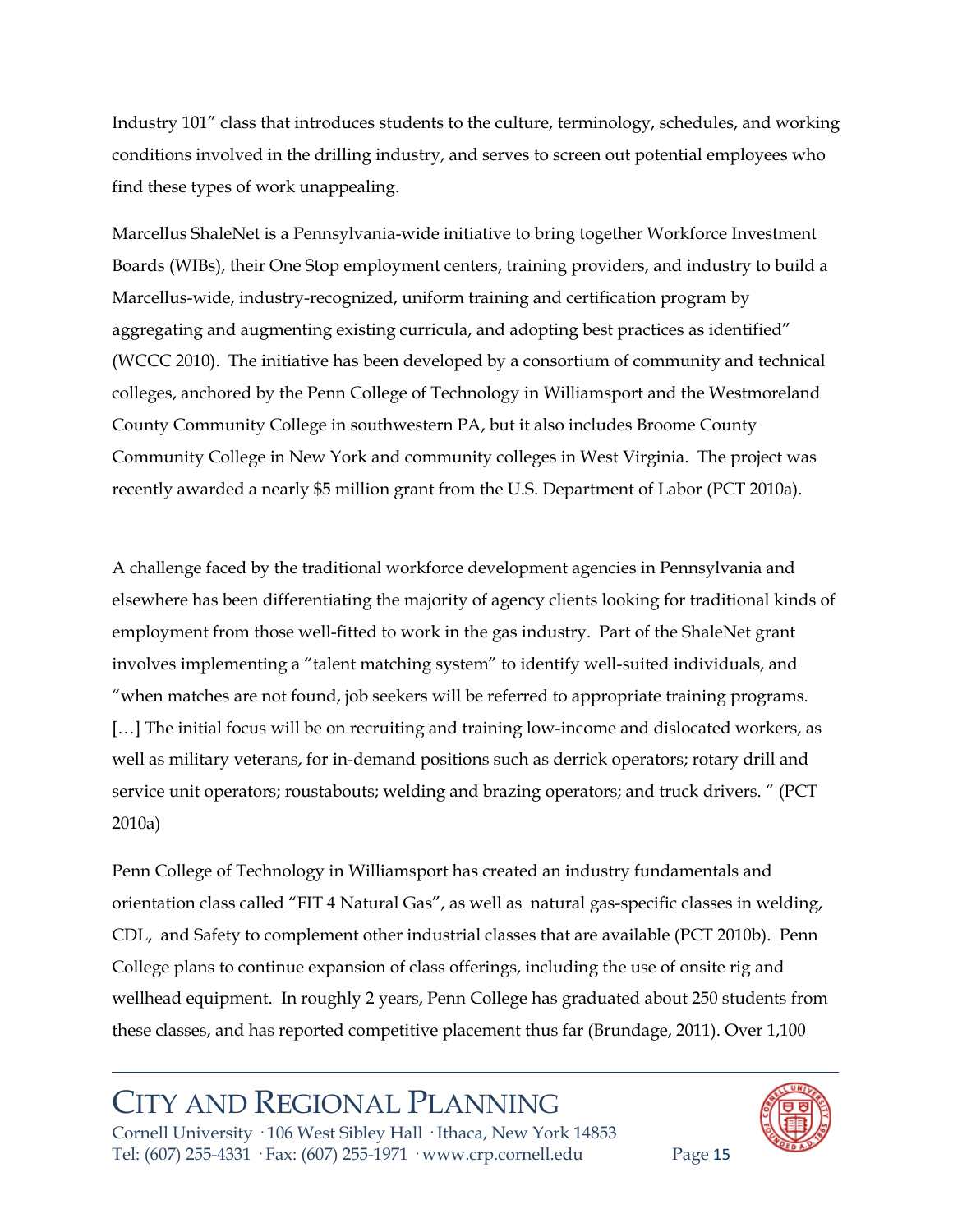Industry 101" class that introduces students to the culture, terminology, schedules, and working conditions involved in the drilling industry, and serves to screen out potential employees who find these types of work unappealing.

Marcellus ShaleNet is a Pennsylvania-wide initiative to bring together Workforce Investment Boards (WIBs), their One Stop employment centers, training providers, and industry to build a Marcellus-wide, industry-recognized, uniform training and certification program by aggregating and augmenting existing curricula, and adopting best practices as identified" (WCCC 2010). The initiative has been developed by a consortium of community and technical colleges, anchored by the Penn College of Technology in Williamsport and the Westmoreland County Community College in southwestern PA, but it also includes Broome County Community College in New York and community colleges in West Virginia. The project was recently awarded a nearly $5 million grant from the U.S. Department of Labor (PCT 2010a).

A challenge faced by the traditional workforce development agencies in Pennsylvania and elsewhere has been differentiating the majority of agency clients looking for traditional kinds of employment from those well-fitted to work in the gas industry. Part of the ShaleNet grant involves implementing a "talent matching system" to identify well-suited individuals, and "when matches are not found, job seekers will be referred to appropriate training programs. […] The initial focus will be on recruiting and training low-income and dislocated workers, as well as military veterans, for in-demand positions such as derrick operators; rotary drill and service unit operators; roustabouts; welding and brazing operators; and truck drivers. " (PCT 2010a)

Penn College of Technology in Williamsport has created an industry fundamentals and orientation class called "FIT 4 Natural Gas", as well as natural gas-specific classes in welding, CDL, and Safety to complement other industrial classes that are available (PCT 2010b). Penn College plans to continue expansion of class offerings, including the use of onsite rig and wellhead equipment. In roughly 2 years, Penn College has graduated about 250 students from these classes, and has reported competitive placement thus far (Brundage, 2011). Over 1,100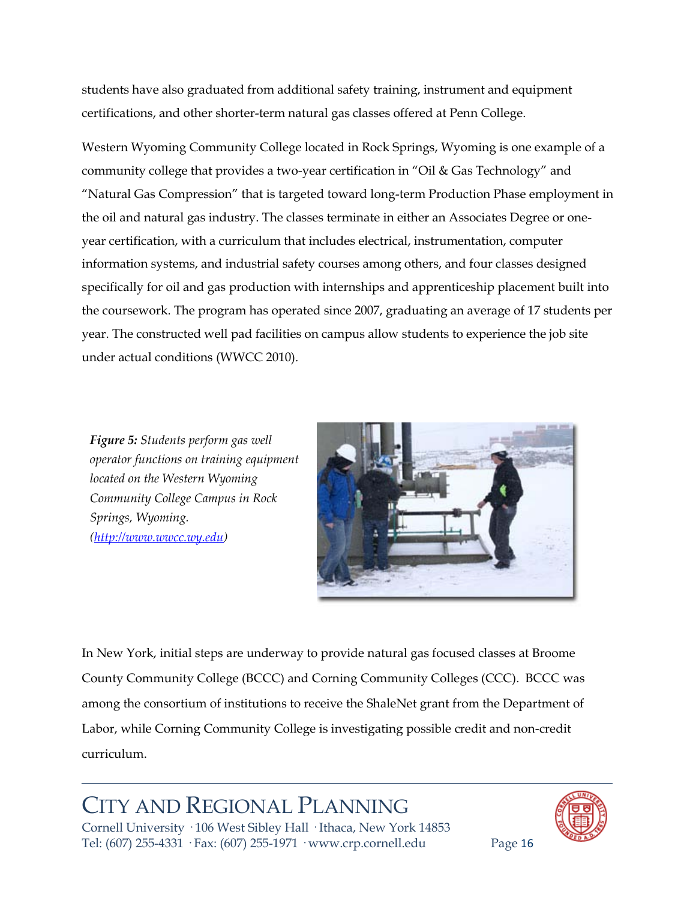students have also graduated from additional safety training, instrument and equipment certifications, and other shorter-term natural gas classes offered at Penn College.

Western Wyoming Community College located in Rock Springs, Wyoming is one example of a community college that provides a two-year certification in "Oil & Gas Technology" and "Natural Gas Compression" that is targeted toward long-term Production Phase employment in the oil and natural gas industry. The classes terminate in either an Associates Degree or one-year certification, with a curriculum that includes electrical, instrumentation, computer information systems, and industrial safety courses among others, and four classes designed specifically for oil and gas production with internships and apprenticeship placement built into the coursework. The program has operated since 2007, graduating an average of 17 students per year. The constructed well pad facilities on campus allow students to experience the job site under actual conditions (WWCC 2010).

***Figure 5:*** *Students perform gas well operator functions on training equipment located on the Western Wyoming Community College Campus in Rock Springs, Wyoming. (http://www.wwcc.wy.edu)*

In New York, initial steps are underway to provide natural gas focused classes at Broome County Community College (BCCC) and Corning Community Colleges (CCC). BCCC was among the consortium of institutions to receive the ShaleNet grant from the Department of Labor, while Corning Community College is investigating possible credit and non-credit curriculum.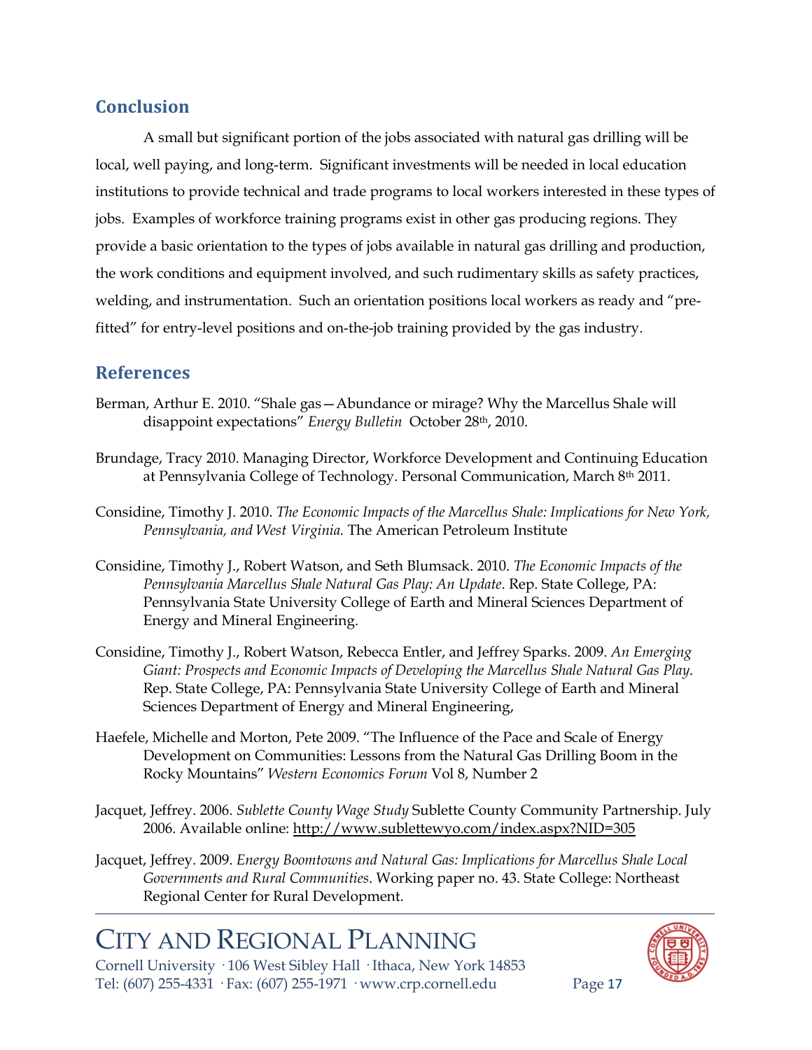## Conclusion

A small but significant portion of the jobs associated with natural gas drilling will be local, well paying, and long-term. Significant investments will be needed in local education institutions to provide technical and trade programs to local workers interested in these types of jobs. Examples of workforce training programs exist in other gas producing regions. They provide a basic orientation to the types of jobs available in natural gas drilling and production, the work conditions and equipment involved, and such rudimentary skills as safety practices, welding, and instrumentation. Such an orientation positions local workers as ready and "pre-fitted" for entry-level positions and on-the-job training provided by the gas industry.

## References

Berman, Arthur E. 2010. "Shale gas—Abundance or mirage? Why the Marcellus Shale will disappoint expectations" *Energy Bulletin* October 28th, 2010.

Brundage, Tracy 2010. Managing Director, Workforce Development and Continuing Education at Pennsylvania College of Technology. Personal Communication, March 8th 2011.

Considine, Timothy J. 2010. *The Economic Impacts of the Marcellus Shale: Implications for New York, Pennsylvania, and West Virginia.* The American Petroleum Institute

Considine, Timothy J., Robert Watson, and Seth Blumsack. 2010. *The Economic Impacts of the Pennsylvania Marcellus Shale Natural Gas Play: An Update*. Rep. State College, PA: Pennsylvania State University College of Earth and Mineral Sciences Department of Energy and Mineral Engineering.

Considine, Timothy J., Robert Watson, Rebecca Entler, and Jeffrey Sparks. 2009. *An Emerging Giant: Prospects and Economic Impacts of Developing the Marcellus Shale Natural Gas Play*. Rep. State College, PA: Pennsylvania State University College of Earth and Mineral Sciences Department of Energy and Mineral Engineering,

Haefele, Michelle and Morton, Pete 2009. "The Influence of the Pace and Scale of Energy Development on Communities: Lessons from the Natural Gas Drilling Boom in the Rocky Mountains" *Western Economics Forum* Vol 8, Number 2

Jacquet, Jeffrey. 2006. *Sublette County Wage Study* Sublette County Community Partnership. July 2006. Available online: http://www.sublettewyo.com/index.aspx?NID=305

Jacquet, Jeffrey. 2009. *Energy Boomtowns and Natural Gas: Implications for Marcellus Shale Local Governments and Rural Communities*. Working paper no. 43. State College: Northeast Regional Center for Rural Development.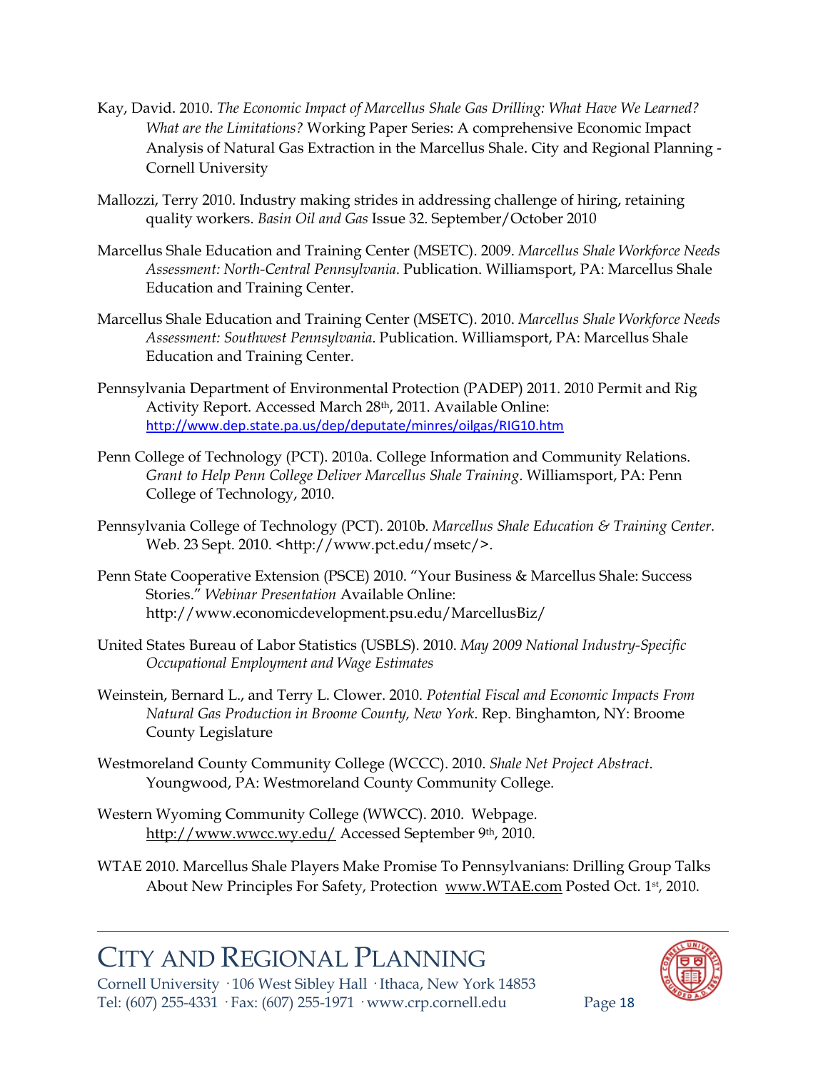Kay, David. 2010. *The Economic Impact of Marcellus Shale Gas Drilling: What Have We Learned? What are the Limitations?* Working Paper Series: A comprehensive Economic Impact Analysis of Natural Gas Extraction in the Marcellus Shale. City and Regional Planning - Cornell University

Mallozzi, Terry 2010. Industry making strides in addressing challenge of hiring, retaining quality workers. *Basin Oil and Gas* Issue 32. September/October 2010

Marcellus Shale Education and Training Center (MSETC). 2009. *Marcellus Shale Workforce Needs Assessment: North-Central Pennsylvania*. Publication. Williamsport, PA: Marcellus Shale Education and Training Center.

Marcellus Shale Education and Training Center (MSETC). 2010. *Marcellus Shale Workforce Needs Assessment: Southwest Pennsylvania*. Publication. Williamsport, PA: Marcellus Shale Education and Training Center.

Pennsylvania Department of Environmental Protection (PADEP) 2011. 2010 Permit and Rig Activity Report. Accessed March 28th, 2011. Available Online: http://www.dep.state.pa.us/dep/deputate/minres/oilgas/RIG10.htm

Penn College of Technology (PCT). 2010a. College Information and Community Relations. *Grant to Help Penn College Deliver Marcellus Shale Training*. Williamsport, PA: Penn College of Technology, 2010.

Pennsylvania College of Technology (PCT). 2010b. *Marcellus Shale Education & Training Center.* Web. 23 Sept. 2010. <http://www.pct.edu/msetc/>.

Penn State Cooperative Extension (PSCE) 2010. "Your Business & Marcellus Shale: Success Stories." *Webinar Presentation* Available Online: http://www.economicdevelopment.psu.edu/MarcellusBiz/

United States Bureau of Labor Statistics (USBLS). 2010. *May 2009 National Industry-Specific Occupational Employment and Wage Estimates*

Weinstein, Bernard L., and Terry L. Clower. 2010. *Potential Fiscal and Economic Impacts From Natural Gas Production in Broome County, New York*. Rep. Binghamton, NY: Broome County Legislature

Westmoreland County Community College (WCCC). 2010. *Shale Net Project Abstract*. Youngwood, PA: Westmoreland County Community College.

Western Wyoming Community College (WWCC). 2010. Webpage. http://www.wwcc.wy.edu/ Accessed September 9th, 2010.

WTAE 2010. Marcellus Shale Players Make Promise To Pennsylvanians: Drilling Group Talks About New Principles For Safety, Protection www.WTAE.com Posted Oct. 1st, 2010.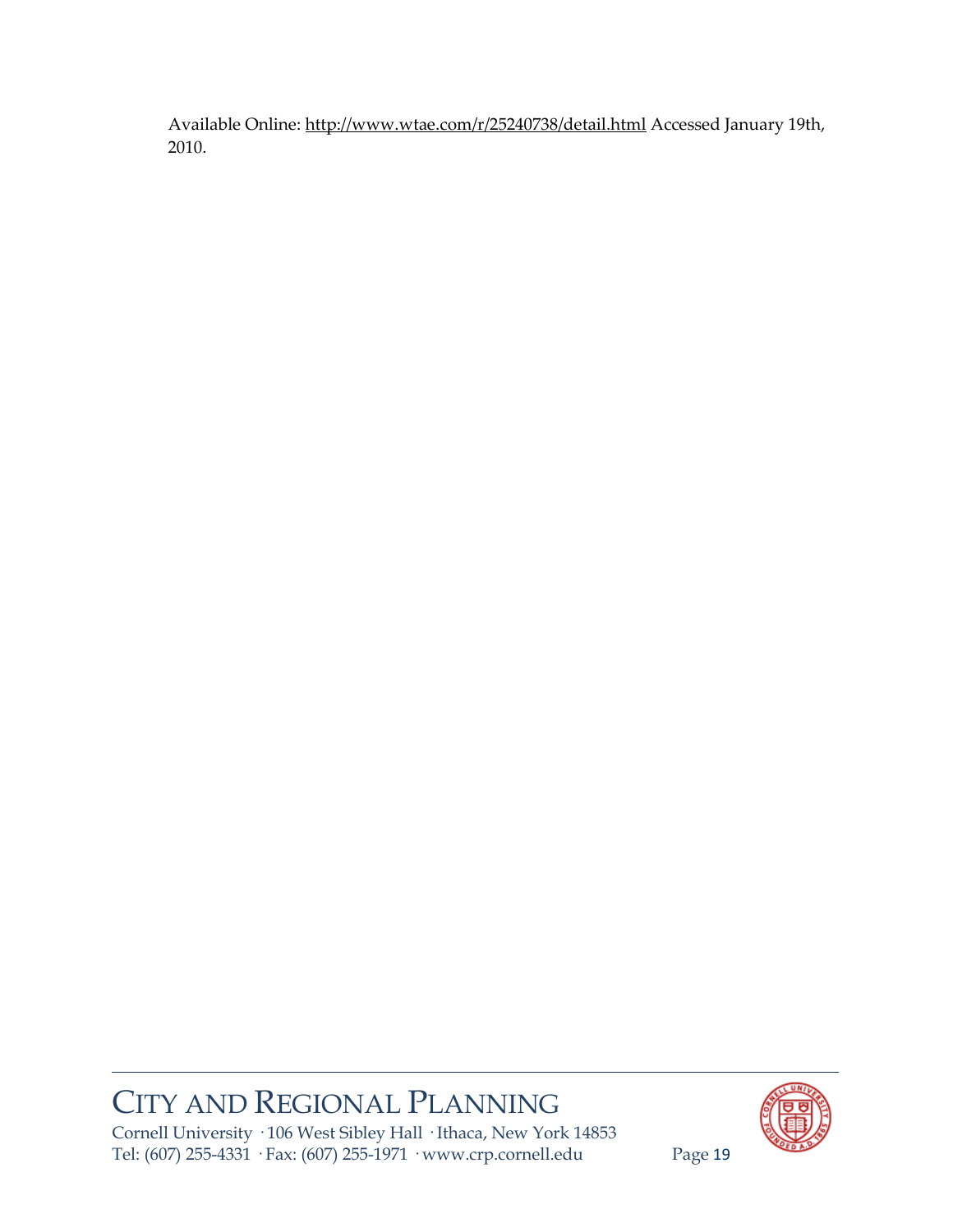Available Online: http://www.wtae.com/r/25240738/detail.html Accessed January 19th, 2010.